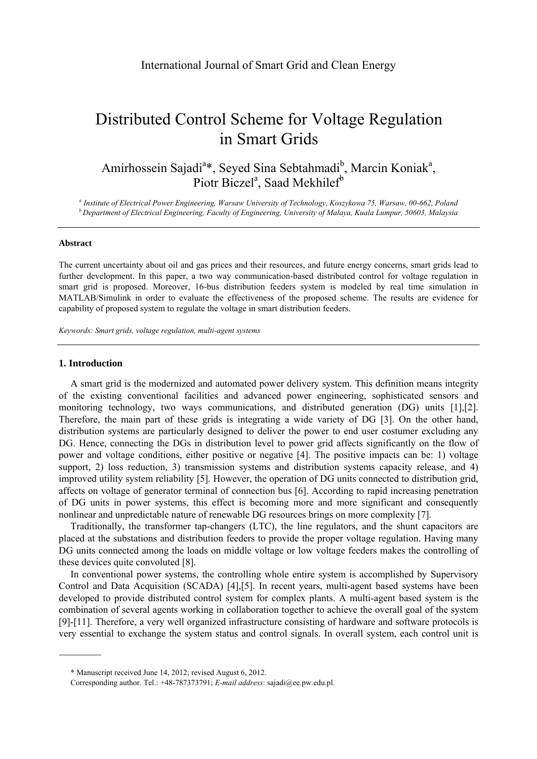# Distributed Control Scheme for Voltage Regulation in Smart Grids

Amirhossein Sajadi[a]*, Seyed Sina Sebtahmadi[b], Marcin Koniak[a], Piotr Biczel[a], Saad Mekhilef[b]

[a] *Institute of Electrical Power Engineering, Warsaw University of Technology, Koszykowa 75, Warsaw, 00-662, Poland*
[b] *Department of Electrical Engineering, Faculty of Engineering, University of Malaya, Kuala Lumpur, 50603, Malaysia*

---

**Abstract**

The current uncertainty about oil and gas prices and their resources, and future energy concerns, smart grids lead to further development. In this paper, a two way communication-based distributed control for voltage regulation in smart grid is proposed. Moreover, 16-bus distribution feeders system is modeled by real time simulation in MATLAB/Simulink in order to evaluate the effectiveness of the proposed scheme. The results are evidence for capability of proposed system to regulate the voltage in smart distribution feeders.

*Keywords: Smart grids, voltage regulation, multi-agent systems*

---

## 1. Introduction

A smart grid is the modernized and automated power delivery system. This definition means integrity of the existing conventional facilities and advanced power engineering, sophisticated sensors and monitoring technology, two ways communications, and distributed generation (DG) units [1],[2]. Therefore, the main part of these grids is integrating a wide variety of DG [3]. On the other hand, distribution systems are particularly designed to deliver the power to end user costumer excluding any DG. Hence, connecting the DGs in distribution level to power grid affects significantly on the flow of power and voltage conditions, either positive or negative [4]. The positive impacts can be: 1) voltage support, 2) loss reduction, 3) transmission systems and distribution systems capacity release, and 4) improved utility system reliability [5]. However, the operation of DG units connected to distribution grid, affects on voltage of generator terminal of connection bus [6]. According to rapid increasing penetration of DG units in power systems, this effect is becoming more and more significant and consequently nonlinear and unpredictable nature of renewable DG resources brings on more complexity [7].

Traditionally, the transformer tap-changers (LTC), the line regulators, and the shunt capacitors are placed at the substations and distribution feeders to provide the proper voltage regulation. Having many DG units connected among the loads on middle voltage or low voltage feeders makes the controlling of these devices quite convoluted [8].

In conventional power systems, the controlling whole entire system is accomplished by Supervisory Control and Data Acquisition (SCADA) [4],[5]. In recent years, multi-agent based systems have been developed to provide distributed control system for complex plants. A multi-agent based system is the combination of several agents working in collaboration together to achieve the overall goal of the system [9]-[11]. Therefore, a very well organized infrastructure consisting of hardware and software protocols is very essential to exchange the system status and control signals. In overall system, each control unit is

---

\* Manuscript received June 14, 2012; revised August 6, 2012.

Corresponding author. Tel.: +48-787373791; *E-mail address*: sajadi@ee.pw.edu.pl.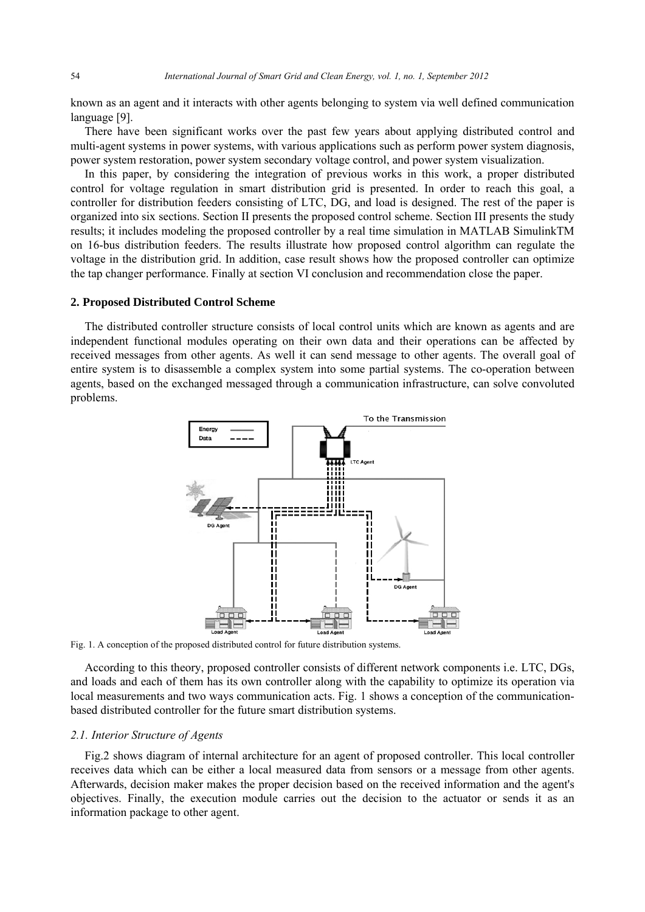known as an agent and it interacts with other agents belonging to system via well defined communication language [9].

There have been significant works over the past few years about applying distributed control and multi-agent systems in power systems, with various applications such as perform power system diagnosis, power system restoration, power system secondary voltage control, and power system visualization.

In this paper, by considering the integration of previous works in this work, a proper distributed control for voltage regulation in smart distribution grid is presented. In order to reach this goal, a controller for distribution feeders consisting of LTC, DG, and load is designed. The rest of the paper is organized into six sections. Section II presents the proposed control scheme. Section III presents the study results; it includes modeling the proposed controller by a real time simulation in MATLAB SimulinkTM on 16-bus distribution feeders. The results illustrate how proposed control algorithm can regulate the voltage in the distribution grid. In addition, case result shows how the proposed controller can optimize the tap changer performance. Finally at section VI conclusion and recommendation close the paper.

## 2. Proposed Distributed Control Scheme

The distributed controller structure consists of local control units which are known as agents and are independent functional modules operating on their own data and their operations can be affected by received messages from other agents. As well it can send message to other agents. The overall goal of entire system is to disassemble a complex system into some partial systems. The co-operation between agents, based on the exchanged messaged through a communication infrastructure, can solve convoluted problems.

Fig. 1. A conception of the proposed distributed control for future distribution systems.

According to this theory, proposed controller consists of different network components i.e. LTC, DGs, and loads and each of them has its own controller along with the capability to optimize its operation via local measurements and two ways communication acts. Fig. 1 shows a conception of the communication-based distributed controller for the future smart distribution systems.

### *2.1. Interior Structure of Agents*

Fig.2 shows diagram of internal architecture for an agent of proposed controller. This local controller receives data which can be either a local measured data from sensors or a message from other agents. Afterwards, decision maker makes the proper decision based on the received information and the agent's objectives. Finally, the execution module carries out the decision to the actuator or sends it as an information package to other agent.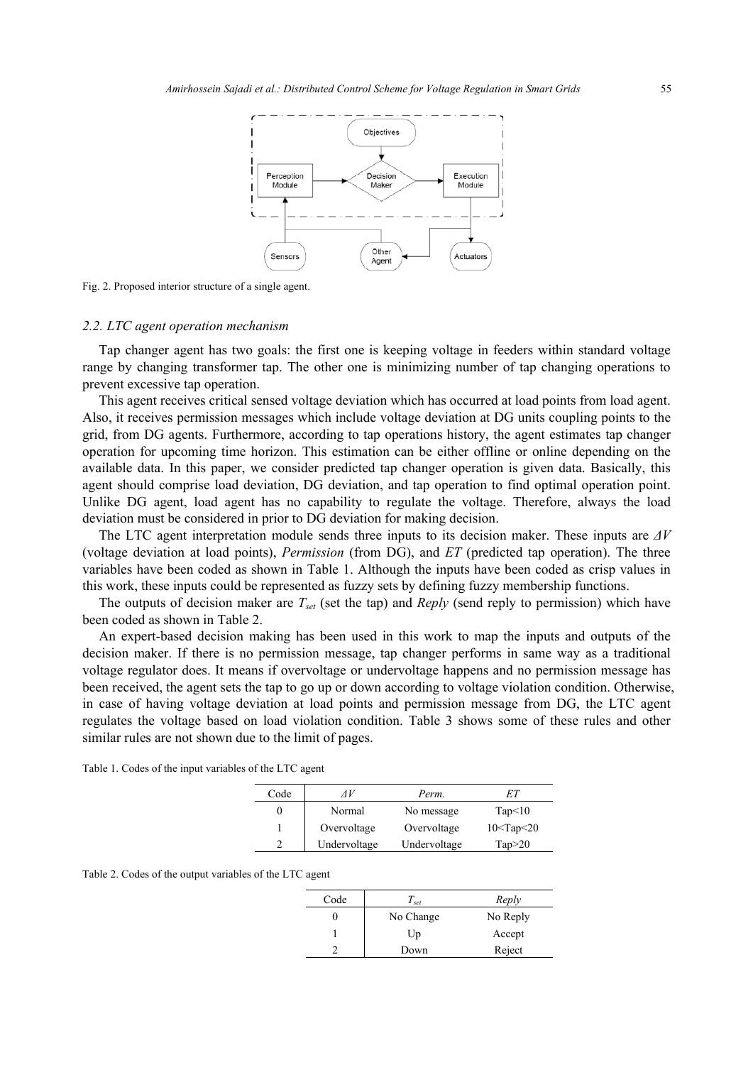Fig. 2. Proposed interior structure of a single agent.

### 2.2. LTC agent operation mechanism

Tap changer agent has two goals: the first one is keeping voltage in feeders within standard voltage range by changing transformer tap. The other one is minimizing number of tap changing operations to prevent excessive tap operation.

This agent receives critical sensed voltage deviation which has occurred at load points from load agent. Also, it receives permission messages which include voltage deviation at DG units coupling points to the grid, from DG agents. Furthermore, according to tap operations history, the agent estimates tap changer operation for upcoming time horizon. This estimation can be either offline or online depending on the available data. In this paper, we consider predicted tap changer operation is given data. Basically, this agent should comprise load deviation, DG deviation, and tap operation to find optimal operation point. Unlike DG agent, load agent has no capability to regulate the voltage. Therefore, always the load deviation must be considered in prior to DG deviation for making decision.

The LTC agent interpretation module sends three inputs to its decision maker. These inputs are $\Delta V$ (voltage deviation at load points), *Permission* (from DG), and *ET* (predicted tap operation). The three variables have been coded as shown in Table 1. Although the inputs have been coded as crisp values in this work, these inputs could be represented as fuzzy sets by defining fuzzy membership functions.

The outputs of decision maker are $T_{set}$ (set the tap) and *Reply* (send reply to permission) which have been coded as shown in Table 2.

An expert-based decision making has been used in this work to map the inputs and outputs of the decision maker. If there is no permission message, tap changer performs in same way as a traditional voltage regulator does. It means if overvoltage or undervoltage happens and no permission message has been received, the agent sets the tap to go up or down according to voltage violation condition. Otherwise, in case of having voltage deviation at load points and permission message from DG, the LTC agent regulates the voltage based on load violation condition. Table 3 shows some of these rules and other similar rules are not shown due to the limit of pages.

Table 1. Codes of the input variables of the LTC agent

| Code | $\Delta V$ | *Perm.* | *ET* |
|---|---|---|---|
| 0 | Normal | No message | Tap<10 |
| 1 | Overvoltage | Overvoltage | 10<Tap<20 |
| 2 | Undervoltage | Undervoltage | Tap>20 |

Table 2. Codes of the output variables of the LTC agent

| Code | $T_{set}$ | *Reply* |
|---|---|---|
| 0 | No Change | No Reply |
| 1 | Up | Accept |
| 2 | Down | Reject |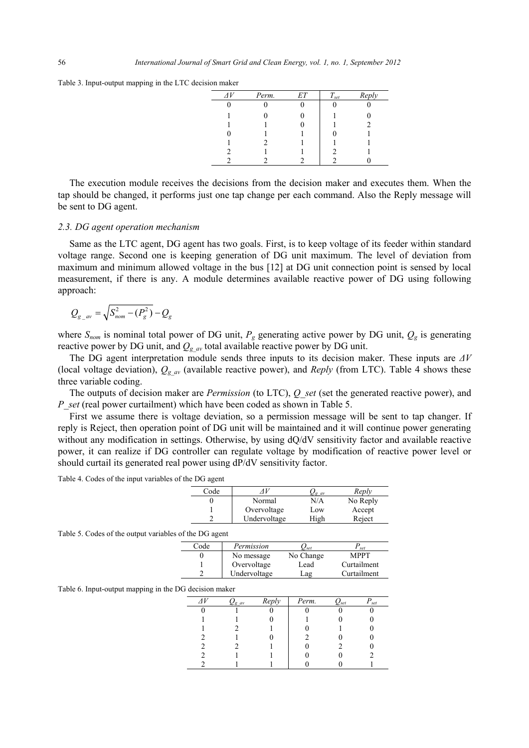Table 3. Input-output mapping in the LTC decision maker

| $\Delta V$ | *Perm.* | *ET* | $T_{set}$ | *Reply* |
|---|---|---|---|---|
| 0 | 0 | 0 | 0 | 0 |
| 1 | 0 | 0 | 1 | 0 |
| 1 | 1 | 0 | 1 | 2 |
| 0 | 1 | 1 | 0 | 1 |
| 1 | 2 | 1 | 1 | 1 |
| 2 | 1 | 1 | 2 | 1 |
| 2 | 2 | 2 | 2 | 0 |

The execution module receives the decisions from the decision maker and executes them. When the tap should be changed, it performs just one tap change per each command. Also the Reply message will be sent to DG agent.

### 2.3. DG agent operation mechanism

Same as the LTC agent, DG agent has two goals. First, is to keep voltage of its feeder within standard voltage range. Second one is keeping generation of DG unit maximum. The level of deviation from maximum and minimum allowed voltage in the bus [12] at DG unit connection point is sensed by local measurement, if there is any. A module determines available reactive power of DG using following approach:

$$Q_{g\_av} = \sqrt{S_{nom}^2 - (P_g^2)} - Q_g$$

where $S_{nom}$ is nominal total power of DG unit, $P_g$ generating active power by DG unit, $Q_g$ is generating reactive power by DG unit, and $Q_{g\_av}$ total available reactive power by DG unit.

The DG agent interpretation module sends three inputs to its decision maker. These inputs are $\Delta V$ (local voltage deviation), $Q_{g\_av}$ (available reactive power), and *Reply* (from LTC). Table 4 shows these three variable coding.

The outputs of decision maker are *Permission* (to LTC), *Q_set* (set the generated reactive power), and *P_set* (real power curtailment) which have been coded as shown in Table 5.

First we assume there is voltage deviation, so a permission message will be sent to tap changer. If reply is Reject, then operation point of DG unit will be maintained and it will continue power generating without any modification in settings. Otherwise, by using dQ/dV sensitivity factor and available reactive power, it can realize if DG controller can regulate voltage by modification of reactive power level or should curtail its generated real power using dP/dV sensitivity factor.

Table 4. Codes of the input variables of the DG agent

| Code | $\Delta V$ | $Q_{g\_av}$ | *Reply* |
|---|---|---|---|
| 0 | Normal | N/A | No Reply |
| 1 | Overvoltage | Low | Accept |
| 2 | Undervoltage | High | Reject |

Table 5. Codes of the output variables of the DG agent

| Code | *Permission* | $Q_{set}$ | $P_{set}$ |
|---|---|---|---|
| 0 | No message | No Change | MPPT |
| 1 | Overvoltage | Lead | Curtailment |
| 2 | Undervoltage | Lag | Curtailment |

Table 6. Input-output mapping in the DG decision maker

| $\Delta V$ | $Q_{g\_av}$ | *Reply* | *Perm.* | $Q_{set}$ | $P_{set}$ |
|---|---|---|---|---|---|
| 0 | 1 | 0 | 0 | 0 | 0 |
| 1 | 1 | 0 | 1 | 0 | 0 |
| 1 | 2 | 1 | 0 | 1 | 0 |
| 2 | 1 | 0 | 2 | 0 | 0 |
| 2 | 2 | 1 | 0 | 2 | 0 |
| 2 | 1 | 1 | 0 | 0 | 2 |
| 2 | 1 | 1 | 0 | 0 | 1 |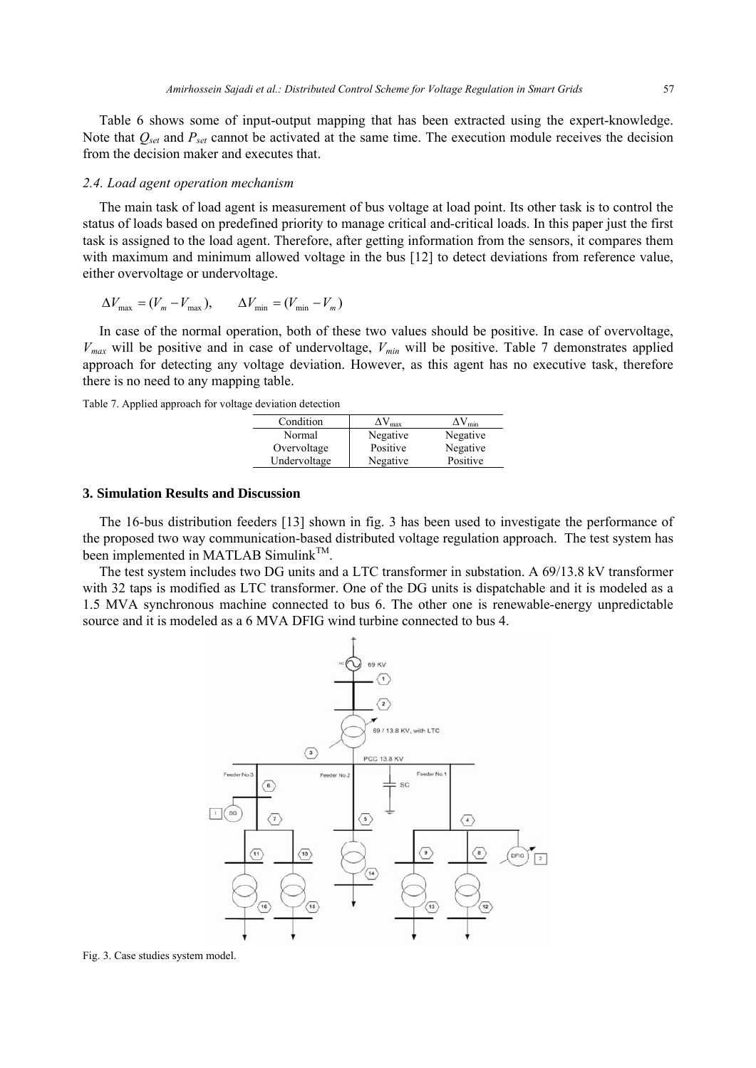Table 6 shows some of input-output mapping that has been extracted using the expert-knowledge. Note that $Q_{set}$ and $P_{set}$ cannot be activated at the same time. The execution module receives the decision from the decision maker and executes that.

### *2.4. Load agent operation mechanism*

The main task of load agent is measurement of bus voltage at load point. Its other task is to control the status of loads based on predefined priority to manage critical and-critical loads. In this paper just the first task is assigned to the load agent. Therefore, after getting information from the sensors, it compares them with maximum and minimum allowed voltage in the bus [12] to detect deviations from reference value, either overvoltage or undervoltage.

$$\Delta V_{\max} = (V_m - V_{\max}), \qquad \Delta V_{\min} = (V_{\min} - V_m)$$

In case of the normal operation, both of these two values should be positive. In case of overvoltage, $V_{max}$ will be positive and in case of undervoltage, $V_{min}$ will be positive. Table 7 demonstrates applied approach for detecting any voltage deviation. However, as this agent has no executive task, therefore there is no need to any mapping table.

Table 7. Applied approach for voltage deviation detection

| Condition | $\Delta V_{max}$ | $\Delta V_{min}$ |
|---|---|---|
| Normal | Negative | Negative |
| Overvoltage | Positive | Negative |
| Undervoltage | Negative | Positive |

## 3. Simulation Results and Discussion

The 16-bus distribution feeders [13] shown in fig. 3 has been used to investigate the performance of the proposed two way communication-based distributed voltage regulation approach. The test system has been implemented in MATLAB Simulink™.

The test system includes two DG units and a LTC transformer in substation. A 69/13.8 kV transformer with 32 taps is modified as LTC transformer. One of the DG units is dispatchable and it is modeled as a 1.5 MVA synchronous machine connected to bus 6. The other one is renewable-energy unpredictable source and it is modeled as a 6 MVA DFIG wind turbine connected to bus 4.

Fig. 3. Case studies system model.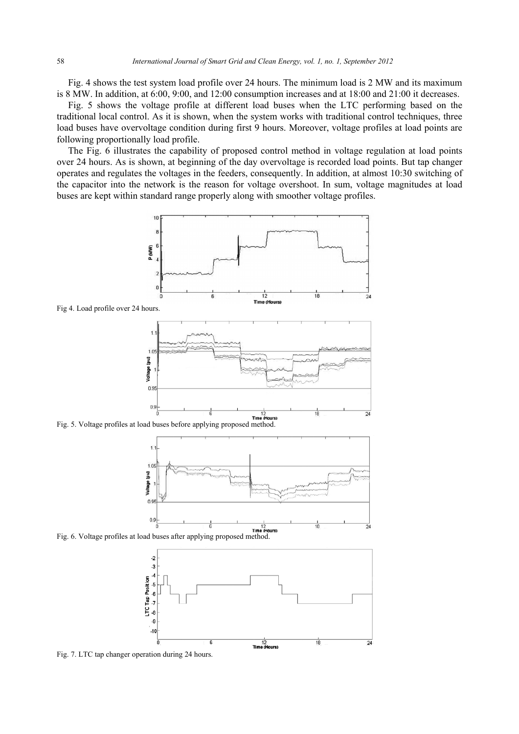Fig. 4 shows the test system load profile over 24 hours. The minimum load is 2 MW and its maximum is 8 MW. In addition, at 6:00, 9:00, and 12:00 consumption increases and at 18:00 and 21:00 it decreases.

Fig. 5 shows the voltage profile at different load buses when the LTC performing based on the traditional local control. As it is shown, when the system works with traditional control techniques, three load buses have overvoltage condition during first 9 hours. Moreover, voltage profiles at load points are following proportionally load profile.

The Fig. 6 illustrates the capability of proposed control method in voltage regulation at load points over 24 hours. As is shown, at beginning of the day overvoltage is recorded load points. But tap changer operates and regulates the voltages in the feeders, consequently. In addition, at almost 10:30 switching of the capacitor into the network is the reason for voltage overshoot. In sum, voltage magnitudes at load buses are kept within standard range properly along with smoother voltage profiles.

Fig 4. Load profile over 24 hours.

Fig. 5. Voltage profiles at load buses before applying proposed method.

Fig. 6. Voltage profiles at load buses after applying proposed method.

Fig. 7. LTC tap changer operation during 24 hours.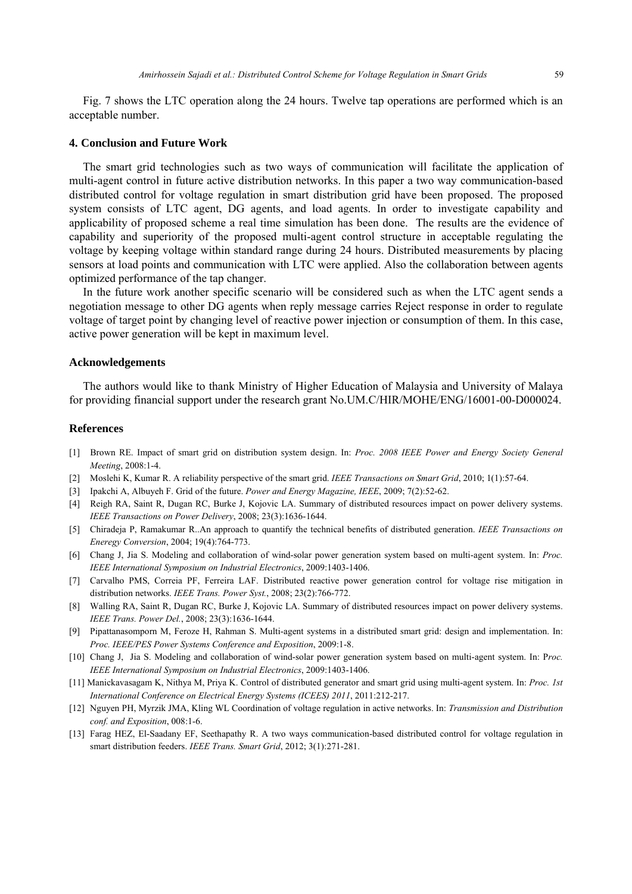Fig. 7 shows the LTC operation along the 24 hours. Twelve tap operations are performed which is an acceptable number.

## 4. Conclusion and Future Work

The smart grid technologies such as two ways of communication will facilitate the application of multi-agent control in future active distribution networks. In this paper a two way communication-based distributed control for voltage regulation in smart distribution grid have been proposed. The proposed system consists of LTC agent, DG agents, and load agents. In order to investigate capability and applicability of proposed scheme a real time simulation has been done. The results are the evidence of capability and superiority of the proposed multi-agent control structure in acceptable regulating the voltage by keeping voltage within standard range during 24 hours. Distributed measurements by placing sensors at load points and communication with LTC were applied. Also the collaboration between agents optimized performance of the tap changer.

In the future work another specific scenario will be considered such as when the LTC agent sends a negotiation message to other DG agents when reply message carries Reject response in order to regulate voltage of target point by changing level of reactive power injection or consumption of them. In this case, active power generation will be kept in maximum level.

## Acknowledgements

The authors would like to thank Ministry of Higher Education of Malaysia and University of Malaya for providing financial support under the research grant No.UM.C/HIR/MOHE/ENG/16001-00-D000024.

## References

[1] Brown RE. Impact of smart grid on distribution system design. In: *Proc. 2008 IEEE Power and Energy Society General Meeting*, 2008:1-4.

[2] Moslehi K, Kumar R. A reliability perspective of the smart grid. *IEEE Transactions on Smart Grid*, 2010; 1(1):57-64.

[3] Ipakchi A, Albuyeh F. Grid of the future. *Power and Energy Magazine, IEEE*, 2009; 7(2):52-62.

[4] Reigh RA, Saint R, Dugan RC, Burke J, Kojovic LA. Summary of distributed resources impact on power delivery systems. *IEEE Transactions on Power Delivery*, 2008; 23(3):1636-1644.

[5] Chiradeja P, Ramakumar R..An approach to quantify the technical benefits of distributed generation. *IEEE Transactions on Eneregy Conversion*, 2004; 19(4):764-773.

[6] Chang J, Jia S. Modeling and collaboration of wind-solar power generation system based on multi-agent system. In: *Proc. IEEE International Symposium on Industrial Electronics*, 2009:1403-1406.

[7] Carvalho PMS, Correia PF, Ferreira LAF. Distributed reactive power generation control for voltage rise mitigation in distribution networks. *IEEE Trans. Power Syst.*, 2008; 23(2):766-772.

[8] Walling RA, Saint R, Dugan RC, Burke J, Kojovic LA. Summary of distributed resources impact on power delivery systems. *IEEE Trans. Power Del.*, 2008; 23(3):1636-1644.

[9] Pipattanasomporn M, Feroze H, Rahman S. Multi-agent systems in a distributed smart grid: design and implementation. In: *Proc. IEEE/PES Power Systems Conference and Exposition*, 2009:1-8.

[10] Chang J, Jia S. Modeling and collaboration of wind-solar power generation system based on multi-agent system. In: *Proc. IEEE International Symposium on Industrial Electronics*, 2009:1403-1406.

[11] Manickavasagam K, Nithya M, Priya K. Control of distributed generator and smart grid using multi-agent system. In: *Proc. 1st International Conference on Electrical Energy Systems (ICEES) 2011*, 2011:212-217.

[12] Nguyen PH, Myrzik JMA, Kling WL Coordination of voltage regulation in active networks. In: *Transmission and Distribution conf. and Exposition*, 008:1-6.

[13] Farag HEZ, El-Saadany EF, Seethapathy R. A two ways communication-based distributed control for voltage regulation in smart distribution feeders. *IEEE Trans. Smart Grid*, 2012; 3(1):271-281.